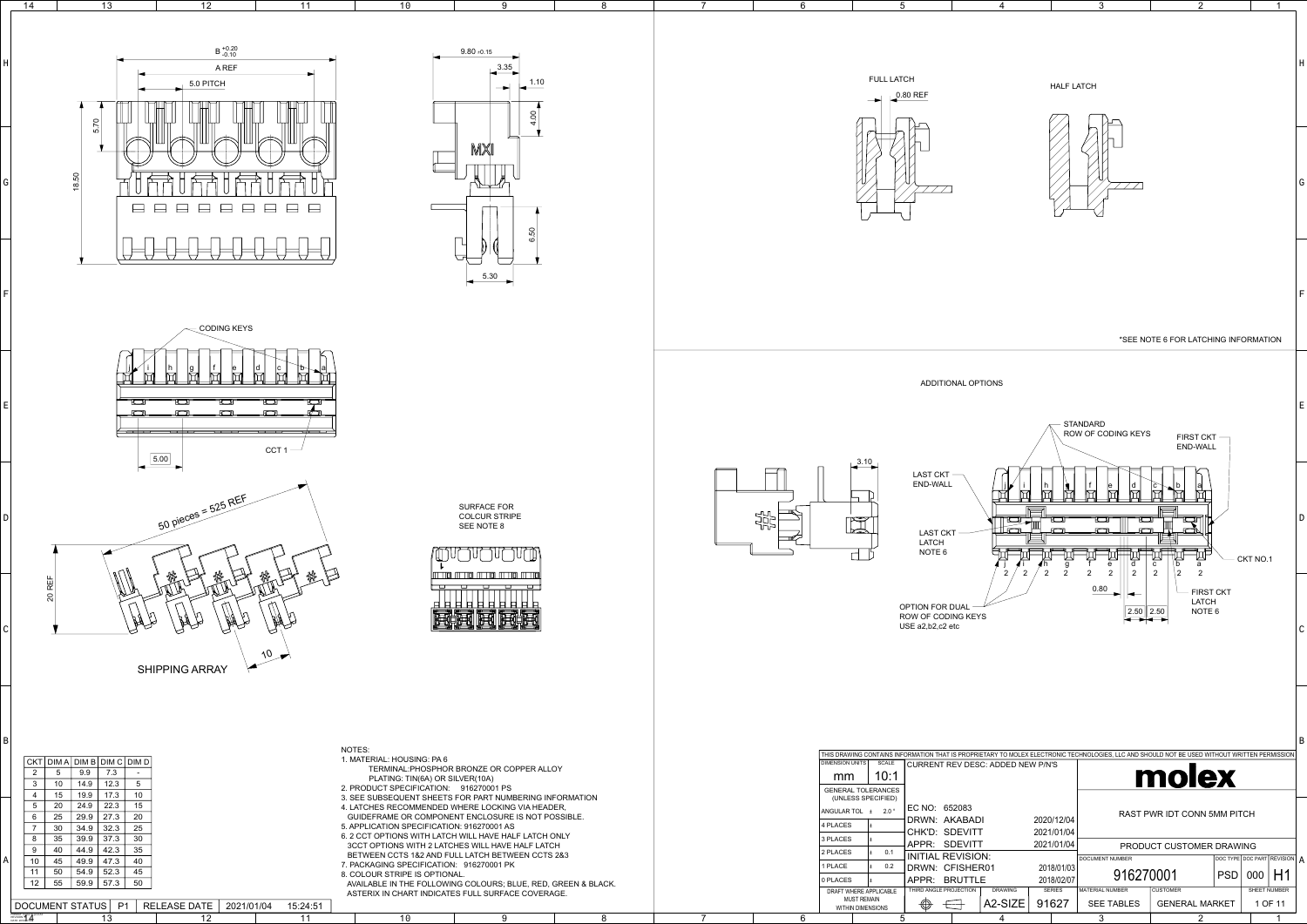B $^{+0.20}_{-0.10}$

A REF

5.0 PITCH

5.70

18.50

9.80 +0.15

3.35

1.10

4.00

MXI

6.50

5.30

FULL LATCH

0.80 REF

HALF LATCH

*SEE NOTE 6 FOR LATCHING INFORMATION

CODING KEYS

i h g f e d c b a

CCT 1

5.00

ADDITIONAL OPTIONS

3.10

LAST CKT END-WALL

STANDARD ROW OF CODING KEYS

FIRST CKT END-WALL

LAST CKT LATCH NOTE 6

CKT NO.1

j 2 i 2 h 2 g 2 f 2 e 2 d 2 c 2 b 2 a 2

0.80

2.50 2.50

FIRST CKT LATCH NOTE 6

OPTION FOR DUAL ROW OF CODING KEYS USE a2,b2,c2 etc

50 pieces = 525 REF

20 REF

10

SHIPPING ARRAY

SURFACE FOR COLCUR STRIPE SEE NOTE 8

| CKT | DIM A | DIM B | DIM C | DIM D |
|---|---|---|---|---|
| 2 | 5 | 9.9 | 7.3 | - |
| 3 | 10 | 14.9 | 12.3 | 5 |
| 4 | 15 | 19.9 | 17.3 | 10 |
| 5 | 20 | 24.9 | 22.3 | 15 |
| 6 | 25 | 29.9 | 27.3 | 20 |
| 7 | 30 | 34.9 | 32.3 | 25 |
| 8 | 35 | 39.9 | 37.3 | 30 |
| 9 | 40 | 44.9 | 42.3 | 35 |
| 10 | 45 | 49.9 | 47.3 | 40 |
| 11 | 50 | 54.9 | 52.3 | 45 |
| 12 | 55 | 59.9 | 57.3 | 50 |

DOCUMENT STATUS P1 RELEASE DATE 2021/01/04 15:24:51

NOTES:

1. MATERIAL: HOUSING: PA 6
   TERMINAL:PHOSPHOR BRONZE OR COPPER ALLOY
   PLATING: TIN(6A) OR SILVER(10A)
2. PRODUCT SPECIFICATION: 916270001 PS
3. SEE SUBSEQUENT SHEETS FOR PART NUMBERING INFORMATION
4. LATCHES RECOMMENDED WHERE LOCKING VIA HEADER, GUIDEFRAME OR COMPONENT ENCLOSURE IS NOT POSSIBLE.
5. APPLICATION SPECIFICATION: 916270001 AS
6. 2 CCT OPTIONS WITH LATCH WILL HAVE HALF LATCH ONLY 3CCT OPTIONS WITH 2 LATCHES WILL HAVE HALF LATCH BETWEEN CCTS 1&2 AND FULL LATCH BETWEEN CCTS 2&3
7. PACKAGING SPECIFICATION: 916270001 PK
8. COLOUR STRIPE IS OPTIONAL. AVAILABLE IN THE FOLLOWING COLOURS; BLUE, RED, GREEN & BLACK. ASTERIX IN CHART INDICATES FULL SURFACE COVERAGE.

THIS DRAWING CONTAINS INFORMATION THAT IS PROPRIETARY TO MOLEX ELECTRONIC TECHNOLOGIES, LLC AND SHOULD NOT BE USED WITHOUT WRITTEN PERMISSION

| | | |
|---|---|---|
| DIMENSION UNITS: mm | SCALE: 10:1 | CURRENT REV DESC: ADDED NEW P/N'S |
| GENERAL TOLERANCES (UNLESS SPECIFIED) | | EC NO: 652083 |
| ANGULAR TOL ± 2.0° | | DRWN: AKABADI 2020/12/04 |
| 4 PLACES ± | | CHK'D: SDEVITT 2021/01/04 |
| 3 PLACES ± | | APPR: SDEVITT 2021/01/04 |
| 2 PLACES ± 0.1 | | INITIAL REVISION: |
| 1 PLACE ± 0.2 | | DRWN: CFISHER01 2018/01/03 |
| 0 PLACES ± | | APPR: BRUTTLE 2018/02/07 |
| DRAFT WHERE APPLICABLE MUST REMAIN WITHIN DIMENSIONS | | THIRD ANGLE PROJECTION; DRAWING: A2-SIZE; SERIES: 91627 |

molex

RAST PWR IDT CONN 5MM PITCH

PRODUCT CUSTOMER DRAWING

| DOCUMENT NUMBER | DOC TYPE | DOC PART | REVISION |
|---|---|---|---|
| 916270001 | PSD | 000 | H1 |

| MATERIAL NUMBER | CUSTOMER | SHEET NUMBER |
|---|---|---|
| SEE TABLES | GENERAL MARKET | 1 OF 11 |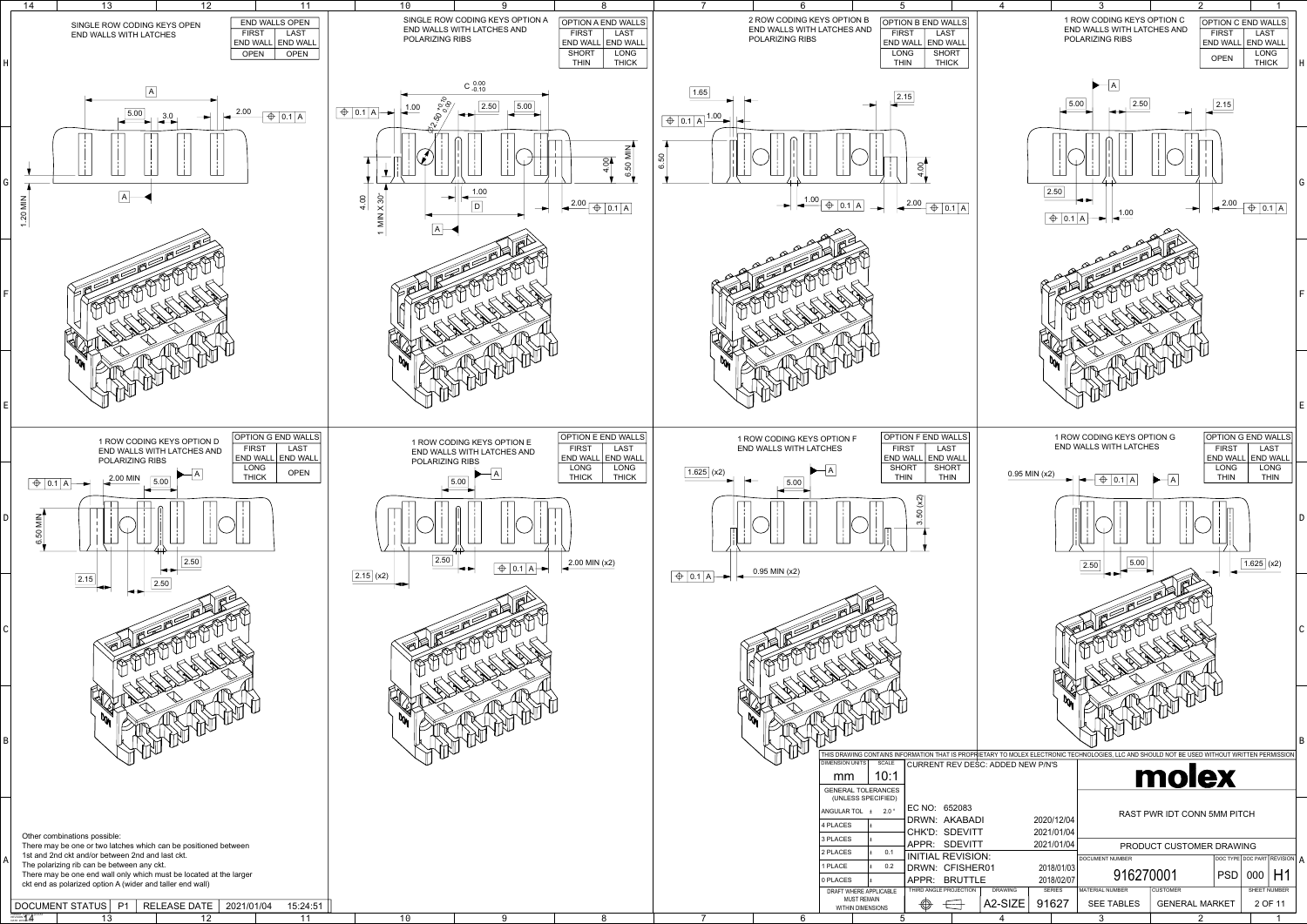## SINGLE ROW CODING KEYS OPEN END WALLS WITH LATCHES

| END WALLS OPEN | |
|---|---|
| FIRST END WALL | LAST END WALL |
| OPEN | OPEN |

## SINGLE ROW CODING KEYS OPTION A END WALLS WITH LATCHES AND POLARIZING RIBS

| OPTION A END WALLS | |
|---|---|
| FIRST END WALL | LAST END WALL |
| SHORT THIN | LONG THICK |

## 2 ROW CODING KEYS OPTION B END WALLS WITH LATCHES AND POLARIZING RIBS

| OPTION B END WALLS | |
|---|---|
| FIRST END WALL | LAST END WALL |
| LONG THIN | SHORT THICK |

## 1 ROW CODING KEYS OPTION C END WALLS WITH LATCHES AND POLARIZING RIBS

| OPTION C END WALLS | |
|---|---|
| FIRST END WALL | LAST END WALL |
| OPEN | LONG THICK |

## 1 ROW CODING KEYS OPTION D END WALLS WITH LATCHES AND POLARIZING RIBS

| OPTION G END WALLS | |
|---|---|
| FIRST END WALL | LAST END WALL |
| LONG THICK | OPEN |

## 1 ROW CODING KEYS OPTION E END WALLS WITH LATCHES AND POLARIZING RIBS

| OPTION E END WALLS | |
|---|---|
| FIRST END WALL | LAST END WALL |
| LONG THICK | LONG THICK |

## 1 ROW CODING KEYS OPTION F END WALLS WITH LATCHES

| OPTION F END WALLS | |
|---|---|
| FIRST END WALL | LAST END WALL |
| SHORT THIN | SHORT THIN |

## 1 ROW CODING KEYS OPTION G END WALLS WITH LATCHES

| OPTION G END WALLS | |
|---|---|
| FIRST END WALL | LAST END WALL |
| LONG THIN | LONG THIN |

Other combinations possible:
There may be one or two latches which can be positioned between 1st and 2nd ckt and/or between 2nd and last ckt.
The polarizing rib can be between any ckt.
There may be one end wall only which must be located at the larger ckt end as polarized option A (wider and taller end wall)

| DOCUMENT STATUS | P1 | RELEASE DATE | 2021/01/04 | 15:24:51 |
|---|---|---|---|---|

THIS DRAWING CONTAINS INFORMATION THAT IS PROPRIETARY TO MOLEX ELECTRONIC TECHNOLOGIES, LLC AND SHOULD NOT BE USED WITHOUT WRITTEN PERMISSION

| DIMENSION UNITS | SCALE |
|---|---|
| mm | 10:1 |

GENERAL TOLERANCES (UNLESS SPECIFIED)

| | |
|---|---|
| ANGULAR TOL | ± 2.0° |
| 4 PLACES | ± |
| 3 PLACES | ± |
| 2 PLACES | ± 0.1 |
| 1 PLACE | ± 0.2 |
| 0 PLACES | ± |

DRAFT WHERE APPLICABLE MUST REMAIN WITHIN DIMENSIONS

CURRENT REV DESC: ADDED NEW P/N'S

| | |
|---|---|
| EC NO: 652083 | |
| DRWN: AKABADI | 2020/12/04 |
| CHK'D: SDEVITT | 2021/01/04 |
| APPR: SDEVITT | 2021/01/04 |
| INITIAL REVISION: | |
| DRWN: CFISHER01 | 2018/01/03 |
| APPR: BRUTTLE | 2018/02/07 |

THIRD ANGLE PROJECTION | DRAWING: A2-SIZE | SERIES: 91627

molex

RAST PWR IDT CONN 5MM PITCH

PRODUCT CUSTOMER DRAWING

| DOCUMENT NUMBER | DOC TYPE | DOC PART | REVISION |
|---|---|---|---|
| 916270001 | PSD | 000 | H1 |

| MATERIAL NUMBER | CUSTOMER | SHEET NUMBER |
|---|---|---|
| SEE TABLES | GENERAL MARKET | 2 OF 11 |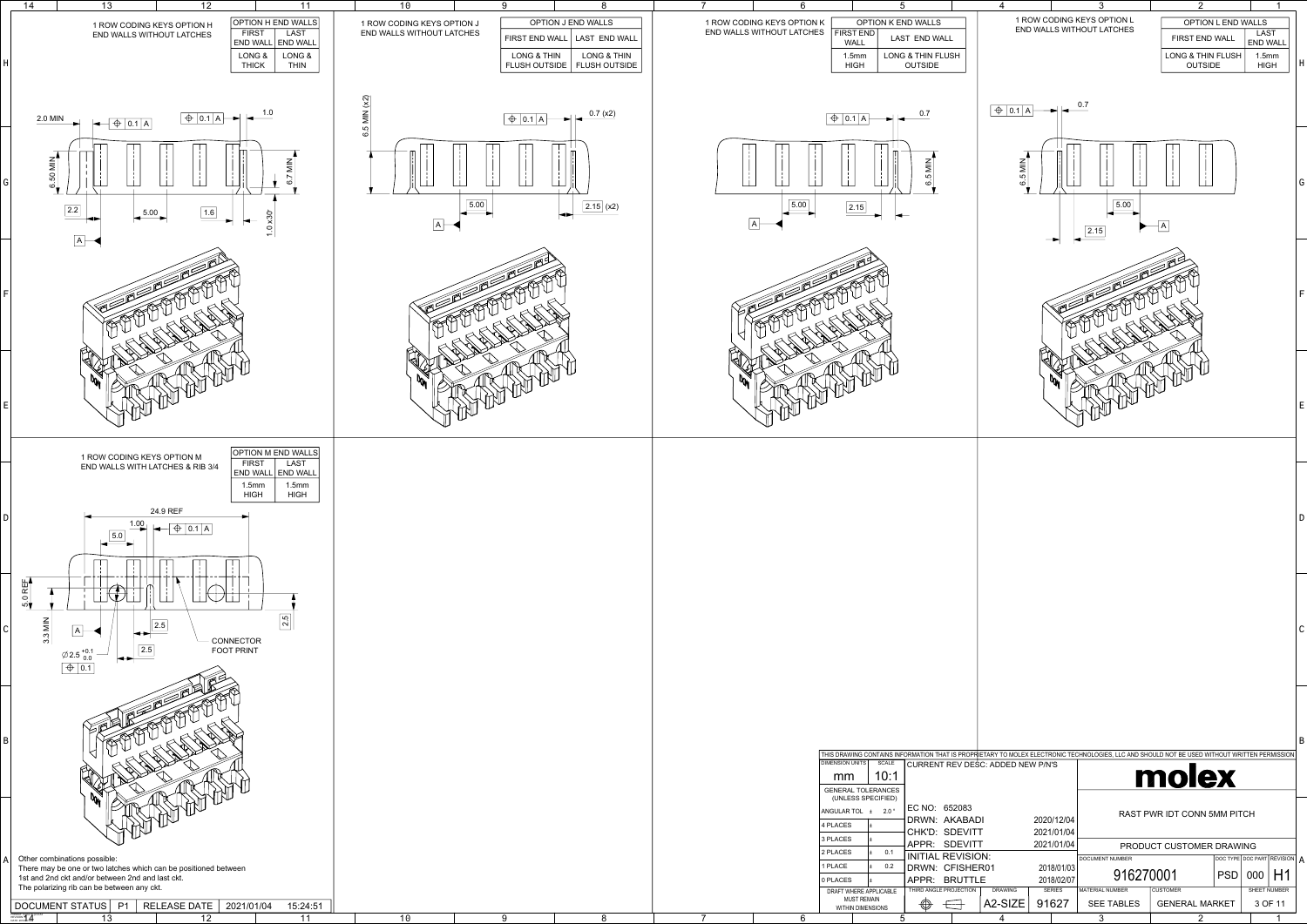## 1 ROW CODING KEYS OPTION H
END WALLS WITHOUT LATCHES

| OPTION H END WALLS | |
|---|---|
| FIRST END WALL | LAST END WALL |
| LONG & THICK | LONG & THIN |

2.0 MIN, 0.1 A, 0.1 A, 1.0, 6.50 MIN, 6.7 MIN, 2.2, 5.00, 1.6, 1.0 x 30°, A

## 1 ROW CODING KEYS OPTION J
END WALLS WITHOUT LATCHES

| OPTION J END WALLS | |
|---|---|
| FIRST END WALL | LAST END WALL |
| LONG & THIN FLUSH OUTSIDE | LONG & THIN FLUSH OUTSIDE |

6.5 MIN (x2), 0.1 A, 0.7 (x2), 5.00, 2.15 (x2), A

## 1 ROW CODING KEYS OPTION K
END WALLS WITHOUT LATCHES

| OPTION K END WALLS | |
|---|---|
| FIRST END WALL | LAST END WALL |
| 1.5mm HIGH | LONG & THIN FLUSH OUTSIDE |

0.1 A, 0.7, 6.5 MIN, 5.00, 2.15, A

## 1 ROW CODING KEYS OPTION L
END WALLS WITHOUT LATCHES

| OPTION L END WALLS | |
|---|---|
| FIRST END WALL | LAST END WALL |
| LONG & THIN FLUSH OUTSIDE | 1.5mm HIGH |

0.1 A, 0.7, 6.5 MIN, 5.00, 2.15, A

## 1 ROW CODING KEYS OPTION M
END WALLS WITH LATCHES & RIB 3/4

| OPTION M END WALLS | |
|---|---|
| FIRST END WALL | LAST END WALL |
| 1.5mm HIGH | 1.5mm HIGH |

24.9 REF, 1.00, 0.1 A, 5.0, 5.0 REF, 3.3 MIN, A, 2.5, 2.5, 2.5, CONNECTOR FOOT PRINT, $\varnothing 2.5^{+0.1}_{0.0}$, 0.1

Other combinations possible:
There may be one or two latches which can be positioned between 1st and 2nd ckt and/or between 2nd and last ckt.
The polarizing rib can be between any ckt.

THIS DRAWING CONTAINS INFORMATION THAT IS PROPRIETARY TO MOLEX ELECTRONIC TECHNOLOGIES, LLC AND SHOULD NOT BE USED WITHOUT WRITTEN PERMISSION

| DIMENSION UNITS | SCALE | CURRENT REV DESC: ADDED NEW P/N'S | | |
|---|---|---|---|---|
| mm | 10:1 | | | |
| GENERAL TOLERANCES (UNLESS SPECIFIED) | | EC NO: 652083 | | |
| ANGULAR TOL ± | 2.0° | DRWN: AKABADI | 2020/12/04 | |
| 4 PLACES | ± | CHK'D: SDEVITT | 2021/01/04 | |
| 3 PLACES | ± | APPR: SDEVITT | 2021/01/04 | |
| 2 PLACES | ± 0.1 | INITIAL REVISION: | | |
| 1 PLACE | ± 0.2 | DRWN: CFISHER01 | 2018/01/03 | |
| 0 PLACES | ± | APPR: BRUTTLE | 2018/02/07 | |
| DRAFT WHERE APPLICABLE MUST REMAIN WITHIN DIMENSIONS | | THIRD ANGLE PROJECTION | DRAWING: A2-SIZE | SERIES: 91627 |

molex

RAST PWR IDT CONN 5MM PITCH

PRODUCT CUSTOMER DRAWING

| DOCUMENT NUMBER | DOC TYPE | DOC PART | REVISION |
|---|---|---|---|
| 916270001 | PSD | 000 | H1 |

| MATERIAL NUMBER | CUSTOMER | SHEET NUMBER |
|---|---|---|
| SEE TABLES | GENERAL MARKET | 3 OF 11 |

| DOCUMENT STATUS | P1 | RELEASE DATE | 2021/01/04 | 15:24:51 |
|---|---|---|---|---|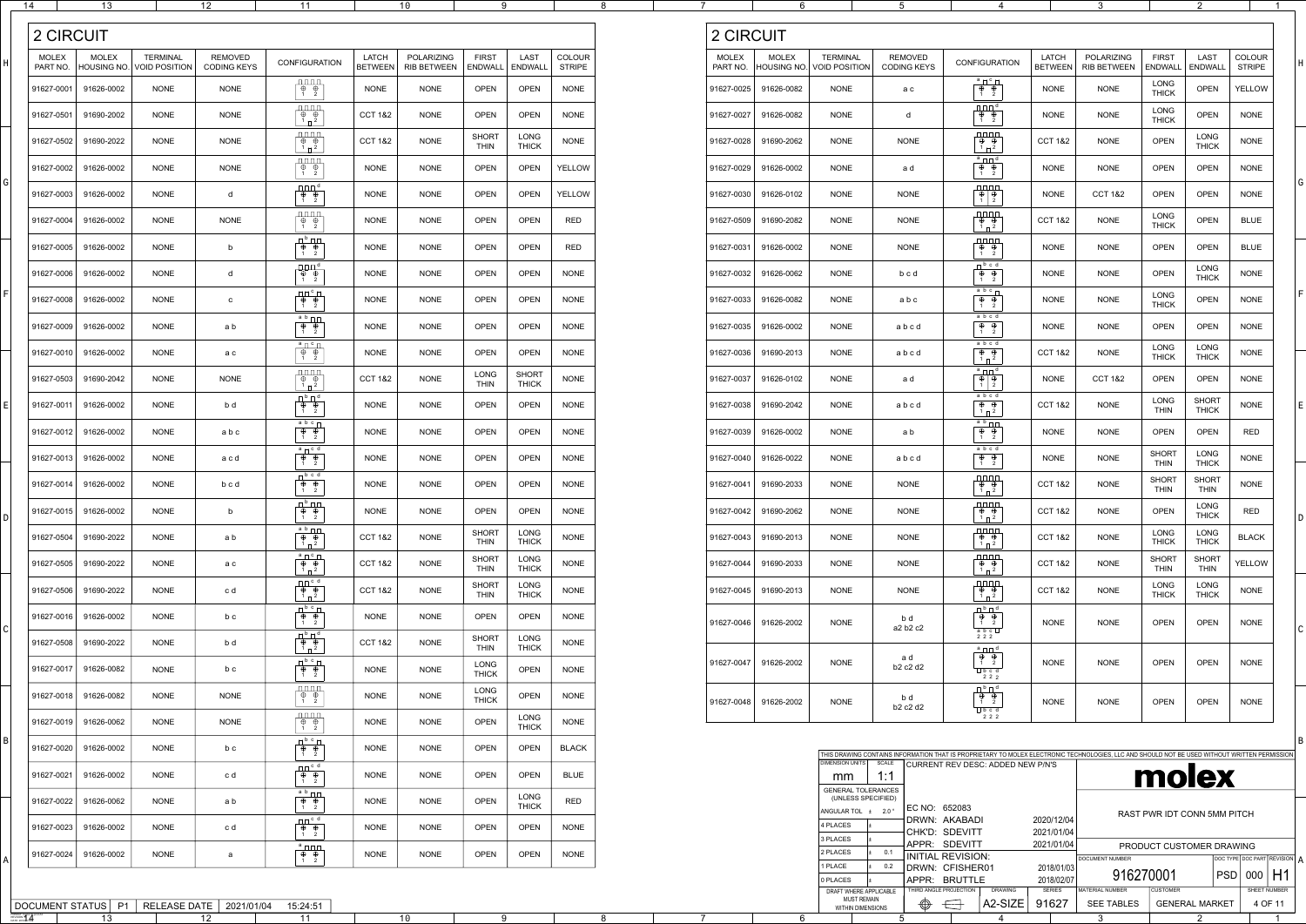## 2 CIRCUIT

| MOLEX PART NO. | MOLEX HOUSING NO. | TERMINAL VOID POSITION | REMOVED CODING KEYS | CONFIGURATION | LATCH BETWEEN | POLARIZING RIB BETWEEN | FIRST ENDWALL | LAST ENDWALL | COLOUR STRIPE |
|---|---|---|---|---|---|---|---|---|---|
| 91627-0001 | 91626-0002 | NONE | NONE | | NONE | NONE | OPEN | OPEN | NONE |
| 91627-0501 | 91690-2002 | NONE | NONE | | CCT 1&2 | NONE | OPEN | OPEN | NONE |
| 91627-0502 | 91690-2022 | NONE | NONE | | CCT 1&2 | NONE | SHORT THIN | LONG THICK | NONE |
| 91627-0002 | 91626-0002 | NONE | NONE | | NONE | NONE | OPEN | OPEN | YELLOW |
| 91627-0003 | 91626-0002 | NONE | d | | NONE | NONE | OPEN | OPEN | YELLOW |
| 91627-0004 | 91626-0002 | NONE | NONE | | NONE | NONE | OPEN | OPEN | RED |
| 91627-0005 | 91626-0002 | NONE | b | | NONE | NONE | OPEN | OPEN | RED |
| 91627-0006 | 91626-0002 | NONE | d | | NONE | NONE | OPEN | OPEN | NONE |
| 91627-0008 | 91626-0002 | NONE | c | | NONE | NONE | OPEN | OPEN | NONE |
| 91627-0009 | 91626-0002 | NONE | a b | | NONE | NONE | OPEN | OPEN | NONE |
| 91627-0010 | 91626-0002 | NONE | a c | | NONE | NONE | OPEN | OPEN | NONE |
| 91627-0503 | 91690-2042 | NONE | NONE | | CCT 1&2 | NONE | LONG THIN | SHORT THICK | NONE |
| 91627-0011 | 91626-0002 | NONE | b d | | NONE | NONE | OPEN | OPEN | NONE |
| 91627-0012 | 91626-0002 | NONE | a b c | | NONE | NONE | OPEN | OPEN | NONE |
| 91627-0013 | 91626-0002 | NONE | a c d | | NONE | NONE | OPEN | OPEN | NONE |
| 91627-0014 | 91626-0002 | NONE | b c d | | NONE | NONE | OPEN | OPEN | NONE |
| 91627-0015 | 91626-0002 | NONE | b | | NONE | NONE | OPEN | OPEN | NONE |
| 91627-0504 | 91690-2022 | NONE | a b | | CCT 1&2 | NONE | SHORT THIN | LONG THICK | NONE |
| 91627-0505 | 91690-2022 | NONE | a c | | CCT 1&2 | NONE | SHORT THIN | LONG THICK | NONE |
| 91627-0506 | 91690-2022 | NONE | c d | | CCT 1&2 | NONE | SHORT THIN | LONG THICK | NONE |
| 91627-0016 | 91626-0002 | NONE | b c | | NONE | NONE | OPEN | OPEN | NONE |
| 91627-0508 | 91690-2022 | NONE | b d | | CCT 1&2 | NONE | SHORT THIN | LONG THICK | NONE |
| 91627-0017 | 91626-0082 | NONE | b c | | NONE | NONE | LONG THICK | OPEN | NONE |
| 91627-0018 | 91626-0082 | NONE | NONE | | NONE | NONE | LONG THICK | OPEN | NONE |
| 91627-0019 | 91626-0062 | NONE | NONE | | NONE | NONE | OPEN | LONG THICK | NONE |
| 91627-0020 | 91626-0002 | NONE | b c | | NONE | NONE | OPEN | OPEN | BLACK |
| 91627-0021 | 91626-0002 | NONE | c d | | NONE | NONE | OPEN | OPEN | BLUE |
| 91627-0022 | 91626-0062 | NONE | a b | | NONE | NONE | OPEN | LONG THICK | RED |
| 91627-0023 | 91626-0002 | NONE | c d | | NONE | NONE | OPEN | OPEN | NONE |
| 91627-0024 | 91626-0002 | NONE | a | | NONE | NONE | OPEN | OPEN | NONE |

## 2 CIRCUIT

| MOLEX PART NO. | MOLEX HOUSING NO. | TERMINAL VOID POSITION | REMOVED CODING KEYS | CONFIGURATION | LATCH BETWEEN | POLARIZING RIB BETWEEN | FIRST ENDWALL | LAST ENDWALL | COLOUR STRIPE |
|---|---|---|---|---|---|---|---|---|---|
| 91627-0025 | 91626-0082 | NONE | a c | | NONE | NONE | LONG THICK | OPEN | YELLOW |
| 91627-0027 | 91626-0082 | NONE | d | | NONE | NONE | LONG THICK | OPEN | NONE |
| 91627-0028 | 91690-2062 | NONE | NONE | | CCT 1&2 | NONE | OPEN | LONG THICK | NONE |
| 91627-0029 | 91626-0002 | NONE | a d | | NONE | NONE | OPEN | OPEN | NONE |
| 91627-0030 | 91626-0102 | NONE | NONE | | NONE | CCT 1&2 | OPEN | OPEN | NONE |
| 91627-0509 | 91690-2082 | NONE | NONE | | CCT 1&2 | NONE | LONG THICK | OPEN | BLUE |
| 91627-0031 | 91626-0002 | NONE | NONE | | NONE | NONE | OPEN | OPEN | BLUE |
| 91627-0032 | 91626-0062 | NONE | b c d | | NONE | NONE | OPEN | LONG THICK | NONE |
| 91627-0033 | 91626-0082 | NONE | a b c | | NONE | NONE | LONG THICK | OPEN | NONE |
| 91627-0035 | 91626-0002 | NONE | a b c d | | NONE | NONE | OPEN | OPEN | NONE |
| 91627-0036 | 91690-2013 | NONE | a b c d | | CCT 1&2 | NONE | LONG THICK | LONG THICK | NONE |
| 91627-0037 | 91626-0102 | NONE | a d | | NONE | CCT 1&2 | OPEN | OPEN | NONE |
| 91627-0038 | 91690-2042 | NONE | a b c d | | CCT 1&2 | NONE | LONG THIN | SHORT THICK | NONE |
| 91627-0039 | 91626-0002 | NONE | a b | | NONE | NONE | OPEN | OPEN | RED |
| 91627-0040 | 91626-0022 | NONE | a b c d | | NONE | NONE | SHORT THIN | LONG THICK | NONE |
| 91627-0041 | 91690-2033 | NONE | NONE | | CCT 1&2 | NONE | SHORT THIN | SHORT THIN | NONE |
| 91627-0042 | 91690-2062 | NONE | NONE | | CCT 1&2 | NONE | OPEN | LONG THICK | RED |
| 91627-0043 | 91690-2013 | NONE | NONE | | CCT 1&2 | NONE | LONG THICK | LONG THICK | BLACK |
| 91627-0044 | 91690-2033 | NONE | NONE | | CCT 1&2 | NONE | SHORT THIN | SHORT THIN | YELLOW |
| 91627-0045 | 91690-2013 | NONE | NONE | | CCT 1&2 | NONE | LONG THICK | LONG THICK | NONE |
| 91627-0046 | 91626-2002 | NONE | b d a2 b2 c2 | | NONE | NONE | OPEN | OPEN | NONE |
| 91627-0047 | 91626-2002 | NONE | a d b2 c2 d2 | | NONE | NONE | OPEN | OPEN | NONE |
| 91627-0048 | 91626-2002 | NONE | b d b2 c2 d2 | | NONE | NONE | OPEN | OPEN | NONE |

THIS DRAWING CONTAINS INFORMATION THAT IS PROPRIETARY TO MOLEX ELECTRONIC TECHNOLOGIES, LLC AND SHOULD NOT BE USED WITHOUT WRITTEN PERMISSION

| | |
|---|---|
| DIMENSION UNITS | mm |
| SCALE | 1:1 |
| GENERAL TOLERANCES (UNLESS SPECIFIED) | |
| ANGULAR TOL ± | 2.0° |
| 4 PLACES | ± |
| 3 PLACES | ± |
| 2 PLACES | ± 0.1 |
| 1 PLACE | ± 0.2 |
| 0 PLACES | ± |

DRAFT WHERE APPLICABLE MUST REMAIN WITHIN DIMENSIONS

CURRENT REV DESC: ADDED NEW P/N'S

EC NO: 652083
DRWN: AKABADI 2020/12/04
CHK'D: SDEVITT 2021/01/04
APPR: SDEVITT 2021/01/04

INITIAL REVISION:
DRWN: CFISHER01 2018/01/03
APPR: BRUTTLE 2018/02/07

THIRD ANGLE PROJECTION | DRAWING: A2-SIZE | SERIES: 91627

molex

RAST PWR IDT CONN 5MM PITCH

PRODUCT CUSTOMER DRAWING

DOCUMENT NUMBER: 916270001 | DOC TYPE: PSD | DOC PART: 000 | REVISION: H1

MATERIAL NUMBER: SEE TABLES | CUSTOMER: GENERAL MARKET | SHEET NUMBER: 4 OF 11

DOCUMENT STATUS: P1 | RELEASE DATE: 2021/01/04 15:24:51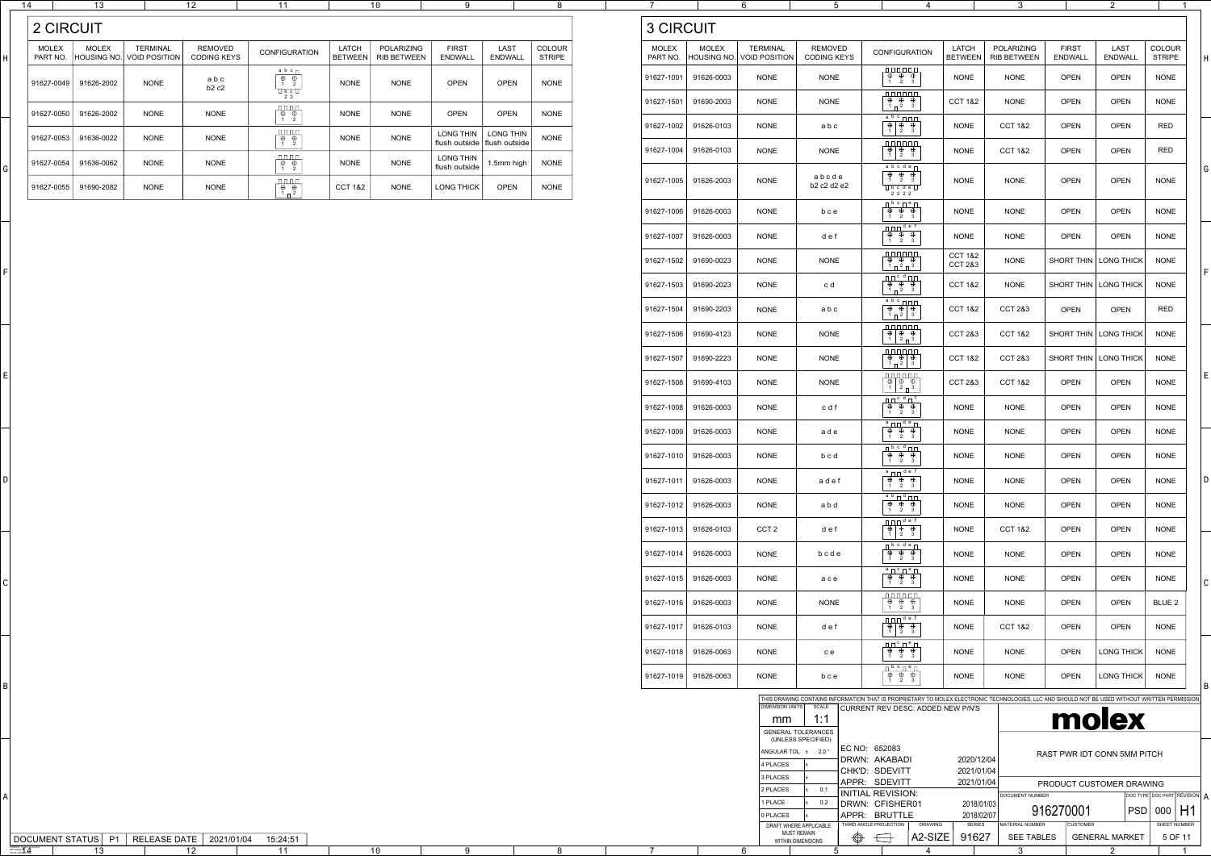## 2 CIRCUIT

| MOLEX PART NO. | MOLEX HOUSING NO. | TERMINAL VOID POSITION | REMOVED CODING KEYS | CONFIGURATION | LATCH BETWEEN | POLARIZING RIB BETWEEN | FIRST ENDWALL | LAST ENDWALL | COLOUR STRIPE |
|---|---|---|---|---|---|---|---|---|---|
| 91627-0049 | 91626-2002 | NONE | a b c<br>b2 c2 | | NONE | NONE | OPEN | OPEN | NONE |
| 91627-0050 | 91626-2002 | NONE | NONE | | NONE | NONE | OPEN | OPEN | NONE |
| 91627-0053 | 91636-0022 | NONE | NONE | | NONE | NONE | LONG THIN flush outside | LONG THIN flush outside | NONE |
| 91627-0054 | 91636-0062 | NONE | NONE | | NONE | NONE | LONG THIN flush outside | 1.5mm high | NONE |
| 91627-0055 | 91690-2082 | NONE | NONE | | CCT 1&2 | NONE | LONG THICK | OPEN | NONE |

## 3 CIRCUIT

| MOLEX PART NO. | MOLEX HOUSING NO. | TERMINAL VOID POSITION | REMOVED CODING KEYS | CONFIGURATION | LATCH BETWEEN | POLARIZING RIB BETWEEN | FIRST ENDWALL | LAST ENDWALL | COLOUR STRIPE |
|---|---|---|---|---|---|---|---|---|---|
| 91627-1001 | 91626-0003 | NONE | NONE | | NONE | NONE | OPEN | OPEN | NONE |
| 91627-1501 | 91690-2003 | NONE | NONE | | CCT 1&2 | NONE | OPEN | OPEN | NONE |
| 91627-1002 | 91626-0103 | NONE | a b c | | NONE | CCT 1&2 | OPEN | OPEN | RED |
| 91627-1004 | 91626-0103 | NONE | NONE | | NONE | CCT 1&2 | OPEN | OPEN | RED |
| 91627-1005 | 91626-2003 | NONE | a b c d e<br>b2 c2 d2 e2 | | NONE | NONE | OPEN | OPEN | NONE |
| 91627-1006 | 91626-0003 | NONE | b c e | | NONE | NONE | OPEN | OPEN | NONE |
| 91627-1007 | 91626-0003 | NONE | d e f | | NONE | NONE | OPEN | OPEN | NONE |
| 91627-1502 | 91690-0023 | NONE | NONE | | CCT 1&2<br>CCT 2&3 | NONE | SHORT THIN | LONG THICK | NONE |
| 91627-1503 | 91690-2023 | NONE | c d | | CCT 1&2 | NONE | SHORT THIN | LONG THICK | NONE |
| 91627-1504 | 91690-2203 | NONE | a b c | | CCT 1&2 | CCT 2&3 | OPEN | OPEN | RED |
| 91627-1506 | 91690-4123 | NONE | NONE | | CCT 2&3 | CCT 1&2 | SHORT THIN | LONG THICK | NONE |
| 91627-1507 | 91690-2223 | NONE | NONE | | CCT 1&2 | CCT 2&3 | SHORT THIN | LONG THICK | NONE |
| 91627-1508 | 91690-4103 | NONE | NONE | | CCT 2&3 | CCT 1&2 | OPEN | OPEN | NONE |
| 91627-1008 | 91626-0003 | NONE | c d f | | NONE | NONE | OPEN | OPEN | NONE |
| 91627-1009 | 91626-0003 | NONE | a d e | | NONE | NONE | OPEN | OPEN | NONE |
| 91627-1010 | 91626-0003 | NONE | b c d | | NONE | NONE | OPEN | OPEN | NONE |
| 91627-1011 | 91626-0003 | NONE | a d e f | | NONE | NONE | OPEN | OPEN | NONE |
| 91627-1012 | 91626-0003 | NONE | a b d | | NONE | NONE | OPEN | OPEN | NONE |
| 91627-1013 | 91626-0103 | CCT 2 | d e f | | NONE | CCT 1&2 | OPEN | OPEN | NONE |
| 91627-1014 | 91626-0003 | NONE | b c d e | | NONE | NONE | OPEN | OPEN | NONE |
| 91627-1015 | 91626-0003 | NONE | a c e | | NONE | NONE | OPEN | OPEN | NONE |
| 91627-1016 | 91626-0003 | NONE | NONE | | NONE | NONE | OPEN | OPEN | BLUE 2 |
| 91627-1017 | 91626-0103 | NONE | d e f | | NONE | CCT 1&2 | OPEN | OPEN | NONE |
| 91627-1018 | 91626-0063 | NONE | c e | | NONE | NONE | OPEN | LONG THICK | NONE |
| 91627-1019 | 91626-0063 | NONE | b c e | | NONE | NONE | OPEN | LONG THICK | NONE |

THIS DRAWING CONTAINS INFORMATION THAT IS PROPRIETARY TO MOLEX ELECTRONIC TECHNOLOGIES, LLC AND SHOULD NOT BE USED WITHOUT WRITTEN PERMISSION

| | |
|---|---|
| DIMENSION UNITS | mm |
| SCALE | 1:1 |
| GENERAL TOLERANCES (UNLESS SPECIFIED) | |
| ANGULAR TOL ± | 2.0 ° |
| 4 PLACES | ± |
| 3 PLACES | ± |
| 2 PLACES | ± 0.1 |
| 1 PLACE | ± 0.2 |
| 0 PLACES | ± |
| DRAFT WHERE APPLICABLE MUST REMAIN WITHIN DIMENSIONS | |

CURRENT REV DESC: ADDED NEW P/N'S

EC NO: 652083
DRWN: AKABADI 2020/12/04
CHK'D: SDEVITT 2021/01/04
APPR: SDEVITT 2021/01/04

INITIAL REVISION:
DRWN: CFISHER01 2018/01/03
APPR: BRUTTLE 2018/02/07

THIRD ANGLE PROJECTION | DRAWING: A2-SIZE | SERIES: 91627

molex

RAST PWR IDT CONN 5MM PITCH

PRODUCT CUSTOMER DRAWING

DOCUMENT NUMBER: 916270001 | DOC TYPE: PSD | DOC PART: 000 | REVISION: H1

MATERIAL NUMBER: SEE TABLES | CUSTOMER: GENERAL MARKET | SHEET NUMBER: 5 OF 11

DOCUMENT STATUS: P1 | RELEASE DATE: 2021/01/04 15:24:51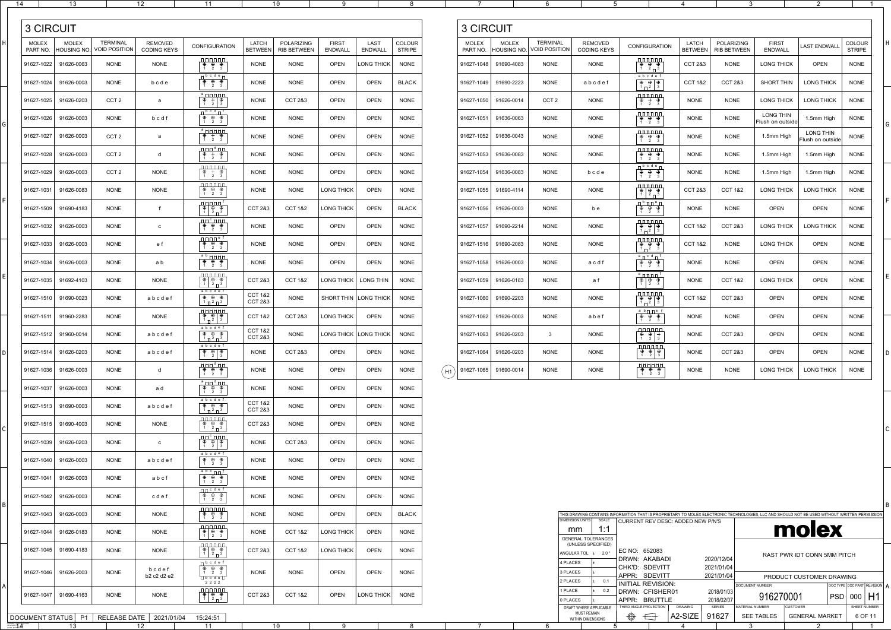## 3 CIRCUIT

| MOLEX PART NO. | MOLEX HOUSING NO. | TERMINAL VOID POSITION | REMOVED CODING KEYS | CONFIGURATION | LATCH BETWEEN | POLARIZING RIB BETWEEN | FIRST ENDWALL | LAST ENDWALL | COLOUR STRIPE |
|---|---|---|---|---|---|---|---|---|---|
| 91627-1022 | 91626-0063 | NONE | NONE | | NONE | NONE | OPEN | LONG THICK | NONE |
| 91627-1024 | 91626-0003 | NONE | b c d e | | NONE | NONE | OPEN | OPEN | BLACK |
| 91627-1025 | 91626-0203 | CCT 2 | a | | NONE | CCT 2&3 | OPEN | OPEN | NONE |
| 91627-1026 | 91626-0003 | NONE | b c d f | | NONE | NONE | OPEN | OPEN | NONE |
| 91627-1027 | 91626-0003 | CCT 2 | a | | NONE | NONE | OPEN | OPEN | NONE |
| 91627-1028 | 91626-0003 | CCT 2 | d | | NONE | NONE | OPEN | OPEN | NONE |
| 91627-1029 | 91626-0003 | CCT 2 | NONE | | NONE | NONE | OPEN | OPEN | NONE |
| 91627-1031 | 91626-0083 | NONE | NONE | | NONE | NONE | LONG THICK | OPEN | NONE |
| 91627-1509 | 91690-4183 | NONE | f | | CCT 2&3 | CCT 1&2 | LONG THICK | OPEN | BLACK |
| 91627-1032 | 91626-0003 | NONE | c | | NONE | NONE | OPEN | OPEN | NONE |
| 91627-1033 | 91626-0003 | NONE | e f | | NONE | NONE | OPEN | OPEN | NONE |
| 91627-1034 | 91626-0003 | NONE | a b | | NONE | NONE | OPEN | OPEN | NONE |
| 91627-1035 | 91692-4103 | NONE | NONE | | CCT 2&3 | CCT 1&2 | LONG THICK | LONG THIN | NONE |
| 91627-1510 | 91690-0023 | NONE | a b c d e f | | CCT 1&2 CCT 2&3 | NONE | SHORT THIN | LONG THICK | NONE |
| 91627-1511 | 91960-2283 | NONE | NONE | | CCT 1&2 | CCT 2&3 | LONG THICK | OPEN | NONE |
| 91627-1512 | 91960-0014 | NONE | a b c d e f | | CCT 1&2 CCT 2&3 | NONE | LONG THICK | LONG THICK | NONE |
| 91627-1514 | 91626-0203 | NONE | a b c d e f | | NONE | CCT 2&3 | OPEN | OPEN | NONE |
| 91627-1036 | 91626-0003 | NONE | d | | NONE | NONE | OPEN | OPEN | NONE |
| 91627-1037 | 91626-0003 | NONE | a d | | NONE | NONE | OPEN | OPEN | NONE |
| 91627-1513 | 91690-0003 | NONE | a b c d e f | | CCT 1&2 CCT 2&3 | NONE | OPEN | OPEN | NONE |
| 91627-1515 | 91690-4003 | NONE | NONE | | CCT 2&3 | NONE | OPEN | OPEN | NONE |
| 91627-1039 | 91626-0203 | NONE | c | | NONE | CCT 2&3 | OPEN | OPEN | NONE |
| 91627-1040 | 91626-0003 | NONE | a b c d e f | | NONE | NONE | OPEN | OPEN | NONE |
| 91627-1041 | 91626-0003 | NONE | a b c f | | NONE | NONE | OPEN | OPEN | NONE |
| 91627-1042 | 91626-0003 | NONE | c d e f | | NONE | NONE | OPEN | OPEN | NONE |
| 91627-1043 | 91626-0003 | NONE | NONE | | NONE | NONE | OPEN | OPEN | BLACK |
| 91627-1044 | 91626-0183 | NONE | NONE | | NONE | CCT 1&2 | LONG THICK | OPEN | NONE |
| 91627-1045 | 91690-4183 | NONE | NONE | | CCT 2&3 | CCT 1&2 | LONG THICK | OPEN | NONE |
| 91627-1046 | 91626-2003 | NONE | b c d e f b2 c2 d2 e2 | | NONE | NONE | OPEN | OPEN | NONE |
| 91627-1047 | 91690-4163 | NONE | NONE | | CCT 2&3 | CCT 1&2 | OPEN | LONG THICK | NONE |

## 3 CIRCUIT

| MOLEX PART NO. | MOLEX HOUSING NO. | TERMINAL VOID POSITION | REMOVED CODING KEYS | CONFIGURATION | LATCH BETWEEN | POLARIZING RIB BETWEEN | FIRST ENDWALL | LAST ENDWALL | COLOUR STRIPE |
|---|---|---|---|---|---|---|---|---|---|
| 91627-1048 | 91690-4083 | NONE | NONE | | CCT 2&3 | NONE | LONG THICK | OPEN | NONE |
| 91627-1049 | 91690-2223 | NONE | a b c d e f | | CCT 1&2 | CCT 2&3 | SHORT THIN | LONG THICK | NONE |
| 91627-1050 | 91626-0014 | CCT 2 | NONE | | NONE | NONE | LONG THICK | LONG THICK | NONE |
| 91627-1051 | 91636-0063 | NONE | NONE | | NONE | NONE | LONG THIN Flush on outside | 1.5mm High | NONE |
| 91627-1052 | 91636-0043 | NONE | NONE | | NONE | NONE | 1.5mm High | LONG THIN Flush on outside | NONE |
| 91627-1053 | 91636-0083 | NONE | NONE | | NONE | NONE | 1.5mm High | 1.5mm High | NONE |
| 91627-1054 | 91636-0083 | NONE | b c d e | | NONE | NONE | 1.5mm High | 1.5mm High | NONE |
| 91627-1055 | 91690-4114 | NONE | NONE | | CCT 2&3 | CCT 1&2 | LONG THICK | LONG THICK | NONE |
| 91627-1056 | 91626-0003 | NONE | b e | | NONE | NONE | OPEN | OPEN | NONE |
| 91627-1057 | 91690-2214 | NONE | NONE | | CCT 1&2 | CCT 2&3 | LONG THICK | LONG THICK | NONE |
| 91627-1516 | 91690-2083 | NONE | NONE | | CCT 1&2 | NONE | LONG THICK | OPEN | NONE |
| 91627-1058 | 91626-0003 | NONE | a c d f | | NONE | NONE | OPEN | OPEN | NONE |
| 91627-1059 | 91626-0183 | NONE | a f | | NONE | CCT 1&2 | LONG THICK | OPEN | NONE |
| 91627-1060 | 91690-2203 | NONE | NONE | | CCT 1&2 | CCT 2&3 | OPEN | OPEN | NONE |
| 91627-1062 | 91626-0003 | NONE | a b e f | | NONE | NONE | OPEN | OPEN | NONE |
| 91627-1063 | 91626-0203 | 3 | NONE | | NONE | CCT 2&3 | OPEN | OPEN | NONE |
| 91627-1064 | 91626-0203 | NONE | NONE | | NONE | CCT 2&3 | OPEN | OPEN | NONE |
| 91627-1065 | 91690-0014 | NONE | NONE | | NONE | NONE | LONG THICK | LONG THICK | NONE |

H1

THIS DRAWING CONTAINS INFORMATION THAT IS PROPRIETARY TO MOLEX ELECTRONIC TECHNOLOGIES, LLC AND SHOULD NOT BE USED WITHOUT WRITTEN PERMISSION

| | |
|---|---|
| DIMENSION UNITS | mm |
| SCALE | 1:1 |
| GENERAL TOLERANCES (UNLESS SPECIFIED) | |
| ANGULAR TOL ± | 2.0° |
| 4 PLACES | ± |
| 3 PLACES | ± |
| 2 PLACES | ± 0.1 |
| 1 PLACE | ± 0.2 |
| 0 PLACES | ± |

DRAFT WHERE APPLICABLE MUST REMAIN WITHIN DIMENSIONS

CURRENT REV DESC: ADDED NEW P/N'S

EC NO: 652083
DRWN: AKABADI 2020/12/04
CHK'D: SDEVITT 2021/01/04
APPR: SDEVITT 2021/01/04

INITIAL REVISION:
DRWN: CFISHER01 2018/01/03
APPR: BRUTTLE 2018/02/07

THIRD ANGLE PROJECTION | DRAWING A2-SIZE | SERIES 91627

molex

RAST PWR IDT CONN 5MM PITCH

PRODUCT CUSTOMER DRAWING

DOCUMENT NUMBER: 916270001 | DOC TYPE: PSD | DOC PART: 000 | REVISION: H1

MATERIAL NUMBER: SEE TABLES | CUSTOMER: GENERAL MARKET | SHEET NUMBER: 6 OF 11

DOCUMENT STATUS: P1 | RELEASE DATE: 2021/01/04 15:24:51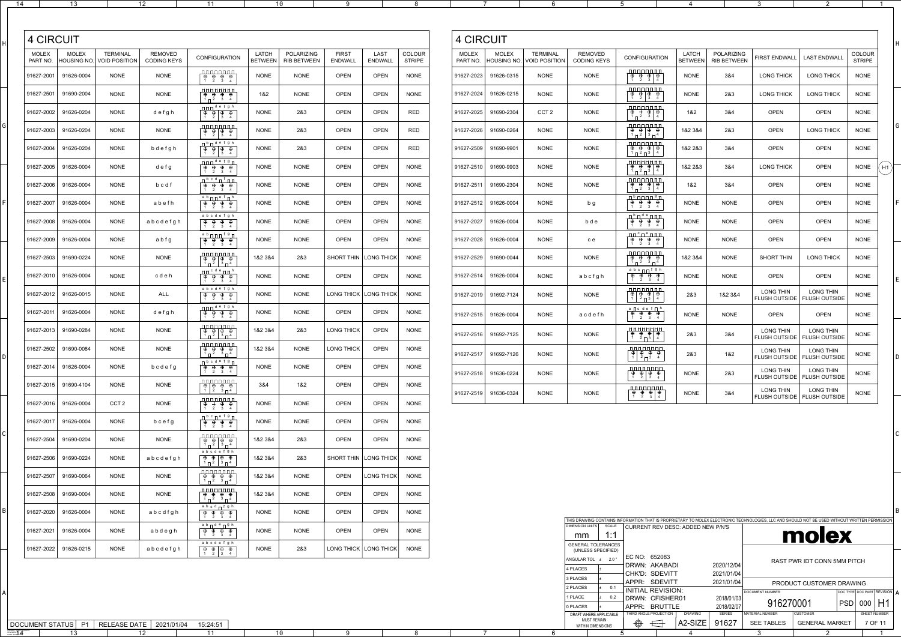## 4 CIRCUIT

| MOLEX PART NO. | MOLEX HOUSING NO. | TERMINAL VOID POSITION | REMOVED CODING KEYS | CONFIGURATION | LATCH BETWEEN | POLARIZING RIB BETWEEN | FIRST ENDWALL | LAST ENDWALL | COLOUR STRIPE |
|---|---|---|---|---|---|---|---|---|---|
| 91627-2001 | 91626-0004 | NONE | NONE | | NONE | NONE | OPEN | OPEN | NONE |
| 91627-2501 | 91690-2004 | NONE | NONE | | 1&2 | NONE | OPEN | OPEN | NONE |
| 91627-2002 | 91626-0204 | NONE | d e f g h | | NONE | 2&3 | OPEN | OPEN | RED |
| 91627-2003 | 91626-0204 | NONE | NONE | | NONE | 2&3 | OPEN | OPEN | RED |
| 91627-2004 | 91626-0204 | NONE | b d e f g h | | NONE | 2&3 | OPEN | OPEN | RED |
| 91627-2005 | 91626-0004 | NONE | d e f g | | NONE | NONE | OPEN | OPEN | NONE |
| 91627-2006 | 91626-0004 | NONE | b c d f | | NONE | NONE | OPEN | OPEN | NONE |
| 91627-2007 | 91626-0004 | NONE | a b e f h | | NONE | NONE | OPEN | OPEN | NONE |
| 91627-2008 | 91626-0004 | NONE | a b c d e f g h | | NONE | NONE | OPEN | OPEN | NONE |
| 91627-2009 | 91626-0004 | NONE | a b f g | | NONE | NONE | OPEN | OPEN | NONE |
| 91627-2503 | 91690-0224 | NONE | NONE | | 1&2 3&4 | 2&3 | SHORT THIN | LONG THICK | NONE |
| 91627-2010 | 91626-0004 | NONE | c d e h | | NONE | NONE | OPEN | OPEN | NONE |
| 91627-2012 | 91626-0015 | NONE | ALL | | NONE | NONE | LONG THICK | LONG THICK | NONE |
| 91627-2011 | 91626-0004 | NONE | d e f g h | | NONE | NONE | OPEN | OPEN | NONE |
| 91627-2013 | 91690-0284 | NONE | NONE | | 1&2 3&4 | 2&3 | LONG THICK | OPEN | NONE |
| 91627-2502 | 91690-0084 | NONE | NONE | | 1&2 3&4 | NONE | LONG THICK | OPEN | NONE |
| 91627-2014 | 91626-0004 | NONE | b c d e f g | | NONE | NONE | OPEN | OPEN | NONE |
| 91627-2015 | 91690-4104 | NONE | NONE | | 3&4 | 1&2 | OPEN | OPEN | NONE |
| 91627-2016 | 91626-0004 | CCT 2 | NONE | | NONE | NONE | OPEN | OPEN | NONE |
| 91627-2017 | 91626-0004 | NONE | b c e f g | | NONE | NONE | OPEN | OPEN | NONE |
| 91627-2504 | 91690-0204 | NONE | NONE | | 1&2 3&4 | 2&3 | OPEN | OPEN | NONE |
| 91627-2506 | 91690-0224 | NONE | a b c d e f g h | | 1&2 3&4 | 2&3 | SHORT THIN | LONG THICK | NONE |
| 91627-2507 | 91690-0064 | NONE | NONE | | 1&2 3&4 | NONE | OPEN | LONG THICK | NONE |
| 91627-2508 | 91690-0004 | NONE | NONE | | 1&2 3&4 | NONE | OPEN | OPEN | NONE |
| 91627-2020 | 91626-0004 | NONE | a b c d f g h | | NONE | NONE | OPEN | OPEN | NONE |
| 91627-2021 | 91626-0004 | NONE | a b d e g h | | NONE | NONE | OPEN | OPEN | NONE |
| 91627-2022 | 91626-0215 | NONE | a b c d e f g h | | NONE | 2&3 | LONG THICK | LONG THICK | NONE |

## 4 CIRCUIT

| MOLEX PART NO. | MOLEX HOUSING NO. | TERMINAL VOID POSITION | REMOVED CODING KEYS | CONFIGURATION | LATCH BETWEEN | POLARIZING RIB BETWEEN | FIRST ENDWALL | LAST ENDWALL | COLOUR STRIPE |
|---|---|---|---|---|---|---|---|---|---|
| 91627-2023 | 91626-0315 | NONE | NONE | | NONE | 3&4 | LONG THICK | LONG THICK | NONE |
| 91627-2024 | 91626-0215 | NONE | NONE | | NONE | 2&3 | LONG THICK | LONG THICK | NONE |
| 91627-2025 | 91690-2304 | CCT 2 | NONE | | 1&2 | 3&4 | OPEN | OPEN | NONE |
| 91627-2026 | 91690-0264 | NONE | NONE | | 1&2 3&4 | 2&3 | OPEN | LONG THICK | NONE |
| 91627-2509 | 91690-9901 | NONE | NONE | | 1&2 2&3 | 3&4 | OPEN | OPEN | NONE |
| 91627-2510 | 91690-9903 | NONE | NONE | | 1&2 2&3 | 3&4 | LONG THICK | OPEN | NONE |
| 91627-2511 | 91690-2304 | NONE | NONE | | 1&2 | 3&4 | OPEN | OPEN | NONE |
| 91627-2512 | 91626-0004 | NONE | b g | | NONE | NONE | OPEN | OPEN | NONE |
| 91627-2027 | 91626-0004 | NONE | b d e | | NONE | NONE | OPEN | OPEN | NONE |
| 91627-2028 | 91626-0004 | NONE | c e | | NONE | NONE | OPEN | OPEN | NONE |
| 91627-2529 | 91690-0044 | NONE | NONE | | 1&2 3&4 | NONE | SHORT THIN | LONG THICK | NONE |
| 91627-2514 | 91626-0004 | NONE | a b c f g h | | NONE | NONE | OPEN | OPEN | NONE |
| 91627-2019 | 91692-7124 | NONE | NONE | | 2&3 | 1&2 3&4 | LONG THIN FLUSH OUTSIDE | LONG THIN FLUSH OUTSIDE | NONE |
| 91627-2515 | 91626-0004 | NONE | a c d e f h | | NONE | NONE | OPEN | OPEN | NONE |
| 91627-2516 | 91692-7125 | NONE | NONE | | 2&3 | 3&4 | LONG THIN FLUSH OUTSIDE | LONG THIN FLUSH OUTSIDE | NONE |
| 91627-2517 | 91692-7126 | NONE | NONE | | 2&3 | 1&2 | LONG THIN FLUSH OUTSIDE | LONG THIN FLUSH OUTSIDE | NONE |
| 91627-2518 | 91636-0224 | NONE | NONE | | NONE | 2&3 | LONG THIN FLUSH OUTSIDE | LONG THIN FLUSH OUTSIDE | NONE |
| 91627-2519 | 91636-0324 | NONE | NONE | | NONE | 3&4 | LONG THIN FLUSH OUTSIDE | LONG THIN FLUSH OUTSIDE | NONE |

THIS DRAWING CONTAINS INFORMATION THAT IS PROPRIETARY TO MOLEX ELECTRONIC TECHNOLOGIES, LLC AND SHOULD NOT BE USED WITHOUT WRITTEN PERMISSION

| | |
|---|---|
| DIMENSION UNITS | mm |
| SCALE | 1:1 |
| GENERAL TOLERANCES (UNLESS SPECIFIED) | |
| ANGULAR TOL ± | 2.0° |
| 4 PLACES | ± |
| 3 PLACES | ± |
| 2 PLACES | ± 0.1 |
| 1 PLACE | ± 0.2 |
| 0 PLACES | ± |
| DRAFT WHERE APPLICABLE MUST REMAIN WITHIN DIMENSIONS | |

CURRENT REV DESC: ADDED NEW P/N'S

EC NO: 652083
DRWN: AKABADI 2020/12/04
CHK'D: SDEVITT 2021/01/04
APPR: SDEVITT 2021/01/04

INITIAL REVISION:
DRWN: CFISHER01 2018/01/03
APPR: BRUTTLE 2018/02/07

THIRD ANGLE PROJECTION | DRAWING: A2-SIZE | SERIES: 91627

molex

RAST PWR IDT CONN 5MM PITCH

PRODUCT CUSTOMER DRAWING

DOCUMENT NUMBER: 916270001 | DOC TYPE: PSD | DOC PART: 000 | REVISION: H1

MATERIAL NUMBER: SEE TABLES | CUSTOMER: GENERAL MARKET | SHEET NUMBER: 7 OF 11

DOCUMENT STATUS: P1 | RELEASE DATE: 2021/01/04 15:24:51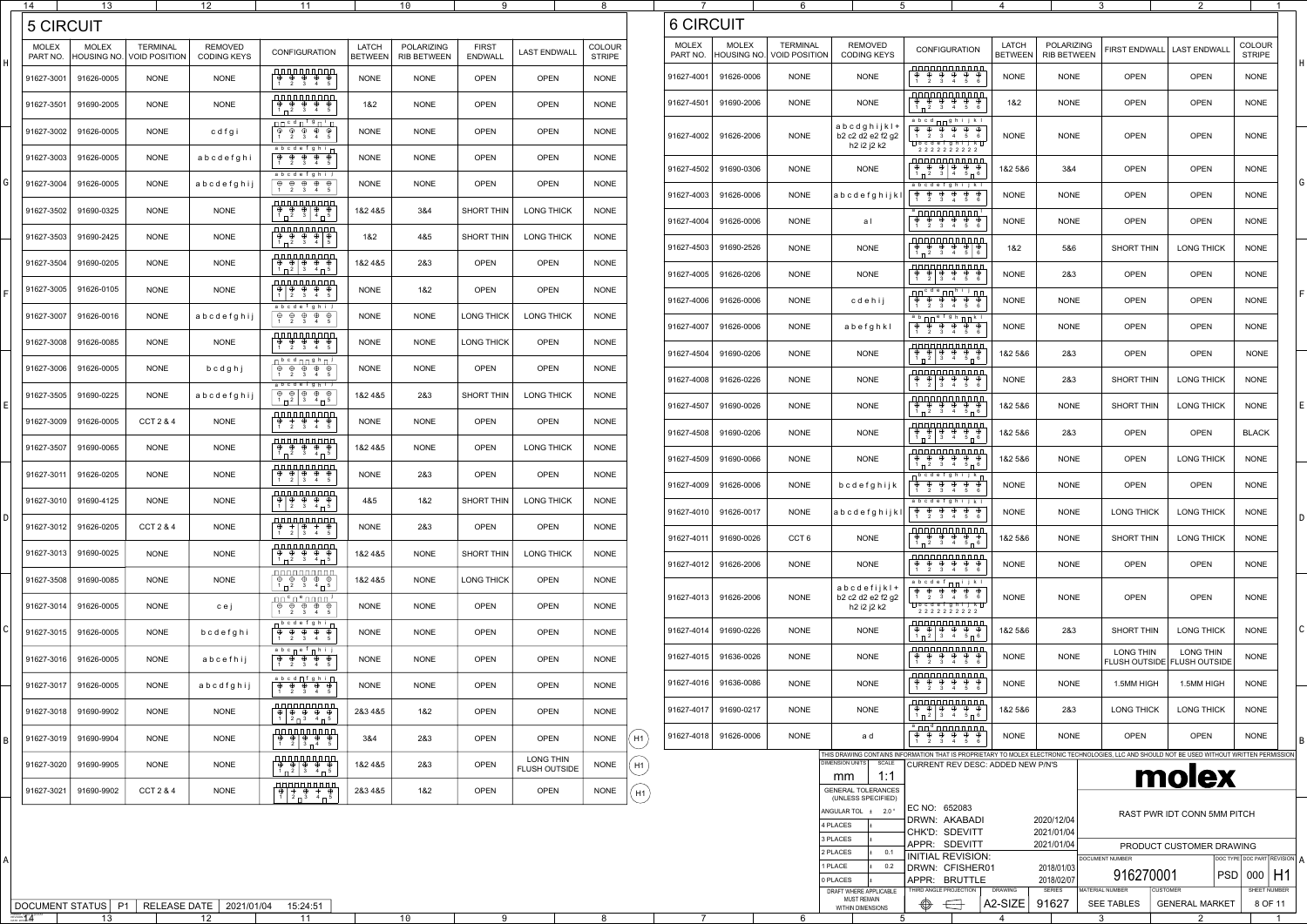## 5 CIRCUIT

| MOLEX PART NO. | MOLEX HOUSING NO. | TERMINAL VOID POSITION | REMOVED CODING KEYS | CONFIGURATION | LATCH BETWEEN | POLARIZING RIB BETWEEN | FIRST ENDWALL | LAST ENDWALL | COLOUR STRIPE |
|---|---|---|---|---|---|---|---|---|---|
| 91627-3001 | 91626-0005 | NONE | NONE | | NONE | NONE | OPEN | OPEN | NONE |
| 91627-3501 | 91690-2005 | NONE | NONE | | 1&2 | NONE | OPEN | OPEN | NONE |
| 91627-3002 | 91626-0005 | NONE | c d f g i | | NONE | NONE | OPEN | OPEN | NONE |
| 91627-3003 | 91626-0005 | NONE | a b c d e f g h i | | NONE | NONE | OPEN | OPEN | NONE |
| 91627-3004 | 91626-0005 | NONE | a b c d e f g h i j | | NONE | NONE | OPEN | OPEN | NONE |
| 91627-3502 | 91690-0325 | NONE | NONE | | 1&2 4&5 | 3&4 | SHORT THIN | LONG THICK | NONE |
| 91627-3503 | 91690-2425 | NONE | NONE | | 1&2 | 4&5 | SHORT THIN | LONG THICK | NONE |
| 91627-3504 | 91690-0205 | NONE | NONE | | 1&2 4&5 | 2&3 | OPEN | OPEN | NONE |
| 91627-3005 | 91626-0105 | NONE | NONE | | NONE | 1&2 | OPEN | OPEN | NONE |
| 91627-3007 | 91626-0016 | NONE | a b c d e f g h i j | | NONE | NONE | LONG THICK | LONG THICK | NONE |
| 91627-3008 | 91626-0085 | NONE | NONE | | NONE | NONE | LONG THICK | OPEN | NONE |
| 91627-3006 | 91626-0005 | NONE | b c d g h j | | NONE | NONE | OPEN | OPEN | NONE |
| 91627-3505 | 91690-0225 | NONE | a b c d e f g h i j | | 1&2 4&5 | 2&3 | SHORT THIN | LONG THICK | NONE |
| 91627-3009 | 91626-0005 | CCT 2 & 4 | NONE | | NONE | NONE | OPEN | OPEN | NONE |
| 91627-3507 | 91690-0065 | NONE | NONE | | 1&2 4&5 | NONE | OPEN | LONG THICK | NONE |
| 91627-3011 | 91626-0205 | NONE | NONE | | NONE | 2&3 | OPEN | OPEN | NONE |
| 91627-3010 | 91690-4125 | NONE | NONE | | 4&5 | 1&2 | SHORT THIN | LONG THICK | NONE |
| 91627-3012 | 91626-0205 | CCT 2 & 4 | NONE | | NONE | 2&3 | OPEN | OPEN | NONE |
| 91627-3013 | 91690-0025 | NONE | NONE | | 1&2 4&5 | NONE | SHORT THIN | LONG THICK | NONE |
| 91627-3508 | 91690-0085 | NONE | NONE | | 1&2 4&5 | NONE | LONG THICK | OPEN | NONE |
| 91627-3014 | 91626-0005 | NONE | c e j | | NONE | NONE | OPEN | OPEN | NONE |
| 91627-3015 | 91626-0005 | NONE | b c d e f g h i | | NONE | NONE | OPEN | OPEN | NONE |
| 91627-3016 | 91626-0005 | NONE | a b c e f h i j | | NONE | NONE | OPEN | OPEN | NONE |
| 91627-3017 | 91626-0005 | NONE | a b c d f g h i j | | NONE | NONE | OPEN | OPEN | NONE |
| 91627-3018 | 91690-9902 | NONE | NONE | | 2&3 4&5 | 1&2 | OPEN | OPEN | NONE |
| 91627-3019 | 91690-9904 | NONE | NONE | | 3&4 | 2&3 | OPEN | OPEN | NONE |
| 91627-3020 | 91690-9905 | NONE | NONE | | 1&2 4&5 | 2&3 | OPEN | LONG THIN FLUSH OUTSIDE | NONE |
| 91627-3021 | 91690-9902 | CCT 2 & 4 | NONE | | 2&3 4&5 | 1&2 | OPEN | OPEN | NONE |

## 6 CIRCUIT

| MOLEX PART NO. | MOLEX HOUSING NO. | TERMINAL VOID POSITION | REMOVED CODING KEYS | CONFIGURATION | LATCH BETWEEN | POLARIZING RIB BETWEEN | FIRST ENDWALL | LAST ENDWALL | COLOUR STRIPE |
|---|---|---|---|---|---|---|---|---|---|
| 91627-4001 | 91626-0006 | NONE | NONE | | NONE | NONE | OPEN | OPEN | NONE |
| 91627-4501 | 91690-2006 | NONE | NONE | | 1&2 | NONE | OPEN | OPEN | NONE |
| 91627-4002 | 91626-2006 | NONE | a b c d g h i j k l + b2 c2 d2 e2 f2 g2 h2 i2 j2 k2 | | NONE | NONE | OPEN | OPEN | NONE |
| 91627-4502 | 91690-0306 | NONE | NONE | | 1&2 5&6 | 3&4 | OPEN | OPEN | NONE |
| 91627-4003 | 91626-0006 | NONE | a b c d e f g h i j k l | | NONE | NONE | OPEN | OPEN | NONE |
| 91627-4004 | 91626-0006 | NONE | a l | | NONE | NONE | OPEN | OPEN | NONE |
| 91627-4503 | 91690-2526 | NONE | NONE | | 1&2 | 5&6 | SHORT THIN | LONG THICK | NONE |
| 91627-4005 | 91626-0206 | NONE | NONE | | NONE | 2&3 | OPEN | OPEN | NONE |
| 91627-4006 | 91626-0006 | NONE | c d e h i j | | NONE | NONE | OPEN | OPEN | NONE |
| 91627-4007 | 91626-0006 | NONE | a b e f g h k l | | NONE | NONE | OPEN | OPEN | NONE |
| 91627-4504 | 91690-0206 | NONE | NONE | | 1&2 5&6 | 2&3 | OPEN | OPEN | NONE |
| 91627-4008 | 91626-0226 | NONE | NONE | | NONE | 2&3 | SHORT THIN | LONG THICK | NONE |
| 91627-4507 | 91690-0026 | NONE | NONE | | 1&2 5&6 | NONE | SHORT THIN | LONG THICK | NONE |
| 91627-4508 | 91690-0206 | NONE | NONE | | 1&2 5&6 | 2&3 | OPEN | OPEN | BLACK |
| 91627-4509 | 91690-0066 | NONE | NONE | | 1&2 5&6 | NONE | OPEN | LONG THICK | NONE |
| 91627-4009 | 91626-0006 | NONE | b c d e f g h i j k | | NONE | NONE | OPEN | OPEN | NONE |
| 91627-4010 | 91626-0017 | NONE | a b c d e f g h i j k l | | NONE | NONE | LONG THICK | LONG THICK | NONE |
| 91627-4011 | 91690-0026 | CCT 6 | NONE | | 1&2 5&6 | NONE | SHORT THIN | LONG THICK | NONE |
| 91627-4012 | 91626-2006 | NONE | NONE | | NONE | NONE | OPEN | OPEN | NONE |
| 91627-4013 | 91626-2006 | NONE | a b c d e f i j k l + b2 c2 d2 e2 f2 g2 h2 i2 j2 k2 | | NONE | NONE | OPEN | OPEN | NONE |
| 91627-4014 | 91690-0226 | NONE | NONE | | 1&2 5&6 | 2&3 | SHORT THIN | LONG THICK | NONE |
| 91627-4015 | 91636-0026 | NONE | NONE | | NONE | NONE | LONG THIN FLUSH OUTSIDE | LONG THIN FLUSH OUTSIDE | NONE |
| 91627-4016 | 91636-0086 | NONE | NONE | | NONE | NONE | 1.5MM HIGH | 1.5MM HIGH | NONE |
| 91627-4017 | 91690-0217 | NONE | NONE | | 1&2 5&6 | 2&3 | LONG THICK | LONG THICK | NONE |
| 91627-4018 | 91626-0006 | NONE | a d | | NONE | NONE | OPEN | OPEN | NONE |

THIS DRAWING CONTAINS INFORMATION THAT IS PROPRIETARY TO MOLEX ELECTRONIC TECHNOLOGIES, LLC AND SHOULD NOT BE USED WITHOUT WRITTEN PERMISSION

| | |
|---|---|
| DIMENSION UNITS | mm |
| SCALE | 1:1 |
| GENERAL TOLERANCES (UNLESS SPECIFIED) | |
| ANGULAR TOL ± | 2.0° |
| 4 PLACES | ± |
| 3 PLACES | ± |
| 2 PLACES | ± 0.1 |
| 1 PLACE | ± 0.2 |
| 0 PLACES | ± |

DRAFT WHERE APPLICABLE MUST REMAIN WITHIN DIMENSIONS

CURRENT REV DESC: ADDED NEW P/N'S

EC NO: 652083
DRWN: AKABADI 2020/12/04
CHK'D: SDEVITT 2021/01/04
APPR: SDEVITT 2021/01/04

INITIAL REVISION:
DRWN: CFISHER01 2018/01/03
APPR: BRUTTLE 2018/02/07

THIRD ANGLE PROJECTION | DRAWING: A2-SIZE | SERIES: 91627

molex

RAST PWR IDT CONN 5MM PITCH

PRODUCT CUSTOMER DRAWING

DOCUMENT NUMBER: 916270001 | DOC TYPE: PSD | DOC PART: 000 | REVISION: H1

MATERIAL NUMBER: SEE TABLES | CUSTOMER: GENERAL MARKET | SHEET NUMBER: 8 OF 11

DOCUMENT STATUS: P1 | RELEASE DATE: 2021/01/04 15:24:51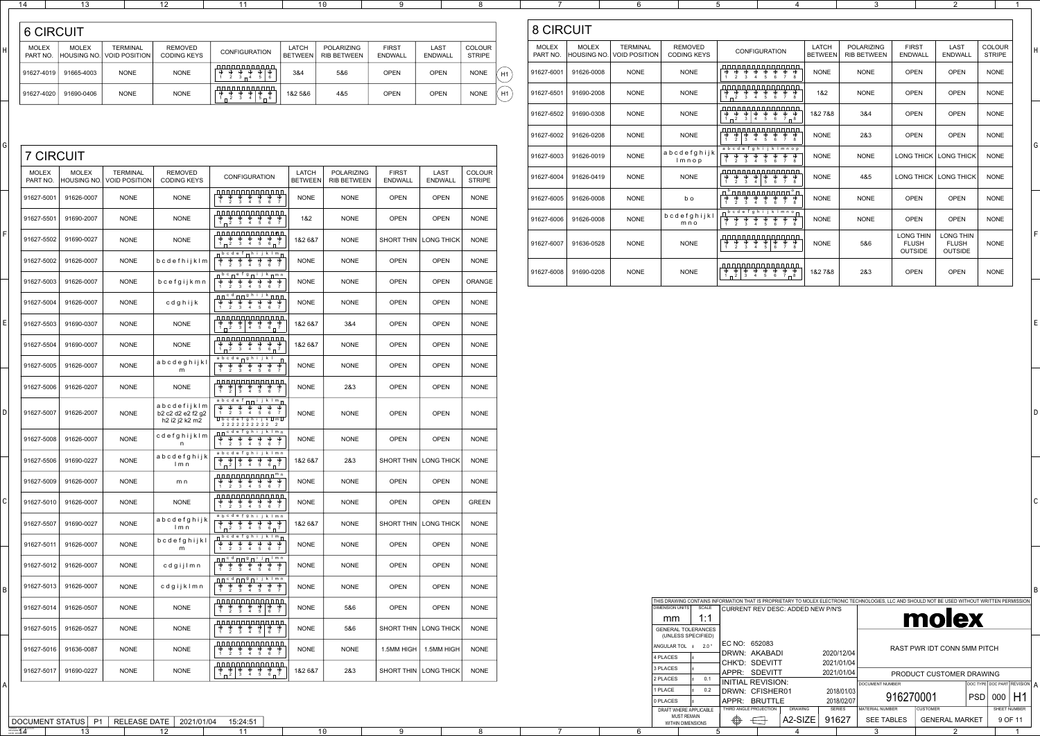## 6 CIRCUIT

| MOLEX PART NO. | MOLEX HOUSING NO. | TERMINAL VOID POSITION | REMOVED CODING KEYS | CONFIGURATION | LATCH BETWEEN | POLARIZING RIB BETWEEN | FIRST ENDWALL | LAST ENDWALL | COLOUR STRIPE |
|---|---|---|---|---|---|---|---|---|---|
| 91627-4019 | 91665-4003 | NONE | NONE | | 3&4 | 5&6 | OPEN | OPEN | NONE |
| 91627-4020 | 91690-0406 | NONE | NONE | | 1&2 5&6 | 4&5 | OPEN | OPEN | NONE |

## 7 CIRCUIT

| MOLEX PART NO. | MOLEX HOUSING NO. | TERMINAL VOID POSITION | REMOVED CODING KEYS | CONFIGURATION | LATCH BETWEEN | POLARIZING RIB BETWEEN | FIRST ENDWALL | LAST ENDWALL | COLOUR STRIPE |
|---|---|---|---|---|---|---|---|---|---|
| 91627-5001 | 91626-0007 | NONE | NONE | | NONE | NONE | OPEN | OPEN | NONE |
| 91627-5501 | 91690-2007 | NONE | NONE | | 1&2 | NONE | OPEN | OPEN | NONE |
| 91627-5502 | 91690-0027 | NONE | NONE | | 1&2 6&7 | NONE | SHORT THIN | LONG THICK | NONE |
| 91627-5002 | 91626-0007 | NONE | b c d e f h i j k l m | | NONE | NONE | OPEN | OPEN | NONE |
| 91627-5003 | 91626-0007 | NONE | b c e f g i j k m n | | NONE | NONE | OPEN | OPEN | ORANGE |
| 91627-5004 | 91626-0007 | NONE | c d g h i j k | | NONE | NONE | OPEN | OPEN | NONE |
| 91627-5503 | 91690-0307 | NONE | NONE | | 1&2 6&7 | 3&4 | OPEN | OPEN | NONE |
| 91627-5504 | 91690-0007 | NONE | NONE | | 1&2 6&7 | NONE | OPEN | OPEN | NONE |
| 91627-5005 | 91626-0007 | NONE | a b c d e g h i j k l m | | NONE | NONE | OPEN | OPEN | NONE |
| 91627-5006 | 91626-0207 | NONE | NONE | | NONE | 2&3 | OPEN | OPEN | NONE |
| 91627-5007 | 91626-2007 | NONE | a b c d e f i j k l m b2 c2 d2 e2 f2 g2 h2 i2 j2 k2 m2 | | NONE | NONE | OPEN | OPEN | NONE |
| 91627-5008 | 91626-0007 | NONE | c d e f g h i j k l m n | | NONE | NONE | OPEN | OPEN | NONE |
| 91627-5506 | 91690-0227 | NONE | a b c d e f g h i j k l m n | | 1&2 6&7 | 2&3 | SHORT THIN | LONG THICK | NONE |
| 91627-5009 | 91626-0007 | NONE | m n | | NONE | NONE | OPEN | OPEN | NONE |
| 91627-5010 | 91626-0007 | NONE | NONE | | NONE | NONE | OPEN | OPEN | GREEN |
| 91627-5507 | 91690-0027 | NONE | a b c d e f g h i j k l m n | | 1&2 6&7 | NONE | SHORT THIN | LONG THICK | NONE |
| 91627-5011 | 91626-0007 | NONE | b c d e f g h i j k l m | | NONE | NONE | OPEN | OPEN | NONE |
| 91627-5012 | 91626-0007 | NONE | c d g i j l m n | | NONE | NONE | OPEN | OPEN | NONE |
| 91627-5013 | 91626-0007 | NONE | c d g i j k l m n | | NONE | NONE | OPEN | OPEN | NONE |
| 91627-5014 | 91626-0507 | NONE | NONE | | NONE | 5&6 | OPEN | OPEN | NONE |
| 91627-5015 | 91626-0527 | NONE | NONE | | NONE | 5&6 | SHORT THIN | LONG THICK | NONE |
| 91627-5016 | 91636-0087 | NONE | NONE | | NONE | NONE | 1.5MM HIGH | 1.5MM HIGH | NONE |
| 91627-5017 | 91690-0227 | NONE | NONE | | 1&2 6&7 | 2&3 | SHORT THIN | LONG THICK | NONE |

## 8 CIRCUIT

| MOLEX PART NO. | MOLEX HOUSING NO. | TERMINAL VOID POSITION | REMOVED CODING KEYS | CONFIGURATION | LATCH BETWEEN | POLARIZING RIB BETWEEN | FIRST ENDWALL | LAST ENDWALL | COLOUR STRIPE |
|---|---|---|---|---|---|---|---|---|---|
| 91627-6001 | 91626-0008 | NONE | NONE | | NONE | NONE | OPEN | OPEN | NONE |
| 91627-6501 | 91690-2008 | NONE | NONE | | 1&2 | NONE | OPEN | OPEN | NONE |
| 91627-6502 | 91690-0308 | NONE | NONE | | 1&2 7&8 | 3&4 | OPEN | OPEN | NONE |
| 91627-6002 | 91626-0208 | NONE | NONE | | NONE | 2&3 | OPEN | OPEN | NONE |
| 91627-6003 | 91626-0019 | NONE | a b c d e f g h i j k l m n o p | | NONE | NONE | LONG THICK | LONG THICK | NONE |
| 91627-6004 | 91626-0419 | NONE | NONE | | NONE | 4&5 | LONG THICK | LONG THICK | NONE |
| 91627-6005 | 91626-0008 | NONE | b o | | NONE | NONE | OPEN | OPEN | NONE |
| 91627-6006 | 91626-0008 | NONE | b c d e f g h i j k l m n o | | NONE | NONE | OPEN | OPEN | NONE |
| 91627-6007 | 91636-0528 | NONE | NONE | | NONE | 5&6 | LONG THIN FLUSH OUTSIDE | LONG THIN FLUSH OUTSIDE | NONE |
| 91627-6008 | 91690-0208 | NONE | NONE | | 1&2 7&8 | 2&3 | OPEN | OPEN | NONE |

THIS DRAWING CONTAINS INFORMATION THAT IS PROPRIETARY TO MOLEX ELECTRONIC TECHNOLOGIES, LLC AND SHOULD NOT BE USED WITHOUT WRITTEN PERMISSION

| | |
|---|---|
| DIMENSION UNITS | mm |
| SCALE | 1:1 |
| GENERAL TOLERANCES (UNLESS SPECIFIED) | |
| ANGULAR TOL ± | 2.0° |
| 4 PLACES | ± |
| 3 PLACES | ± |
| 2 PLACES | ± 0.1 |
| 1 PLACE | ± 0.2 |
| 0 PLACES | ± |
| DRAFT WHERE APPLICABLE MUST REMAIN WITHIN DIMENSIONS | |

CURRENT REV DESC: ADDED NEW P/N'S

EC NO: 652083
DRWN: AKABADI 2020/12/04
CHK'D: SDEVITT 2021/01/04
APPR: SDEVITT 2021/01/04

INITIAL REVISION:
DRWN: CFISHER01 2018/01/03
APPR: BRUTTLE 2018/02/07

THIRD ANGLE PROJECTION | DRAWING: A2-SIZE | SERIES: 91627

molex

RAST PWR IDT CONN 5MM PITCH

PRODUCT CUSTOMER DRAWING

DOCUMENT NUMBER: 916270001 | DOC TYPE: PSD | DOC PART: 000 | REVISION: H1

MATERIAL NUMBER: SEE TABLES | CUSTOMER: GENERAL MARKET | SHEET NUMBER: 9 OF 11

DOCUMENT STATUS: P1 | RELEASE DATE: 2021/01/04 15:24:51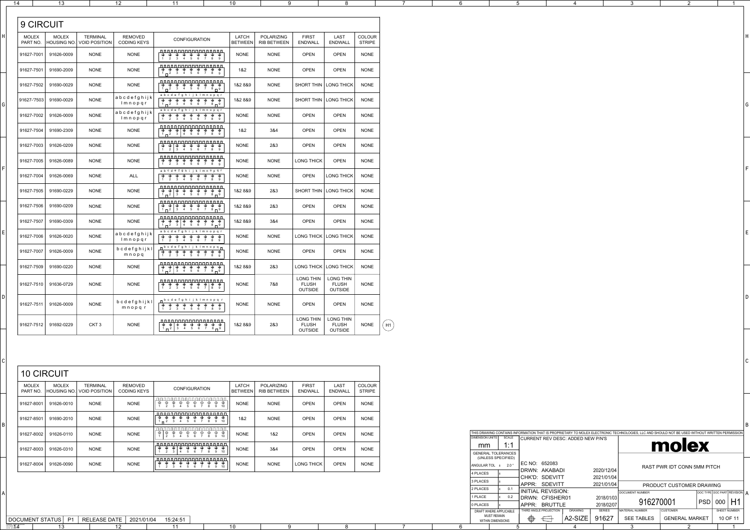## 9 CIRCUIT

| MOLEX PART NO. | MOLEX HOUSING NO. | TERMINAL VOID POSITION | REMOVED CODING KEYS | CONFIGURATION | LATCH BETWEEN | POLARIZING RIB BETWEEN | FIRST ENDWALL | LAST ENDWALL | COLOUR STRIPE |
|---|---|---|---|---|---|---|---|---|---|
| 91627-7001 | 91626-0009 | NONE | NONE | 1 2 3 4 5 6 7 8 9 | NONE | NONE | OPEN | OPEN | NONE |
| 91627-7501 | 91690-2009 | NONE | NONE | 1 2 3 4 5 6 7 8 9 | 1&2 | NONE | OPEN | OPEN | NONE |
| 91627-7502 | 91690-0029 | NONE | NONE | 1 2 3 4 5 6 7 8 9 | 1&2 8&9 | NONE | SHORT THIN | LONG THICK | NONE |
| 91627-7503 | 91690-0029 | NONE | a b c d e f g h i j k l m n o p q r | a b c d e f g h i j k l m n o p q r 1 2 3 4 5 6 7 8 9 | 1&2 8&9 | NONE | SHORT THIN | LONG THICK | NONE |
| 91627-7002 | 91626-0009 | NONE | a b c d e f g h i j k l m n o p q r | a b c d e f g h i j k l m n o p q r 1 2 3 4 5 6 7 8 9 | NONE | NONE | OPEN | OPEN | NONE |
| 91627-7504 | 91690-2309 | NONE | NONE | 1 2 3 4 5 6 7 8 9 | 1&2 | 3&4 | OPEN | OPEN | NONE |
| 91627-7003 | 91626-0209 | NONE | NONE | 1 2 3 4 5 6 7 8 9 | NONE | 2&3 | OPEN | OPEN | NONE |
| 91627-7005 | 91626-0089 | NONE | NONE | 1 2 3 4 5 6 7 8 9 | NONE | NONE | LONG THICK | OPEN | NONE |
| 91627-7004 | 91626-0069 | NONE | ALL | a b c d e f g h i j k l m n o p q r 1 2 3 4 5 6 7 8 9 | NONE | NONE | OPEN | LONG THICK | NONE |
| 91627-7505 | 91690-0229 | NONE | NONE | 1 2 3 4 5 6 7 8 9 | 1&2 8&9 | 2&3 | SHORT THIN | LONG THICK | NONE |
| 91627-7506 | 91690-0209 | NONE | NONE | 1 2 3 4 5 6 7 8 9 | 1&2 8&9 | 2&3 | OPEN | OPEN | NONE |
| 91627-7507 | 91690-0309 | NONE | NONE | 1 2 3 4 5 6 7 8 9 | 1&2 8&9 | 3&4 | OPEN | OPEN | NONE |
| 91627-7006 | 91626-0020 | NONE | a b c d e f g h i j k l m n o p q r | a b c d e f g h i j k l m n o p q r 1 2 3 4 5 6 7 8 9 | NONE | NONE | LONG THICK | LONG THICK | NONE |
| 91627-7007 | 91626-0009 | NONE | b c d e f g h i j k l m n o p q | b c d e f g h i j k l m n o p q 1 2 3 4 5 6 7 8 9 | NONE | NONE | OPEN | OPEN | NONE |
| 91627-7509 | 91690-0220 | NONE | NONE | 1 2 3 4 5 6 7 8 9 | 1&2 8&9 | 2&3 | LONG THICK | LONG THICK | NONE |
| 91627-7510 | 91636-0729 | NONE | NONE | 1 2 3 4 5 6 7 8 9 | NONE | 7&8 | LONG THIN FLUSH OUTSIDE | LONG THIN FLUSH OUTSIDE | NONE |
| 91627-7511 | 91626-0009 | NONE | b c d e f g h i j k l m n o p q r | b c d e f g h i j k l m n o p q r 1 2 3 4 5 6 7 8 9 | NONE | NONE | OPEN | OPEN | NONE |
| 91627-7512 | 91692-0229 | CKT 3 | NONE | 1 2 3 4 5 6 7 8 9 | 1&2 8&9 | 2&3 | LONG THIN FLUSH OUTSIDE | LONG THIN FLUSH OUTSIDE | NONE |

(H1)

## 10 CIRCUIT

| MOLEX PART NO. | MOLEX HOUSING NO. | TERMINAL VOID POSITION | REMOVED CODING KEYS | CONFIGURATION | LATCH BETWEEN | POLARIZING RIB BETWEEN | FIRST ENDWALL | LAST ENDWALL | COLOUR STRIPE |
|---|---|---|---|---|---|---|---|---|---|
| 91627-8001 | 91626-0010 | NONE | NONE | 1 2 3 4 5 6 7 8 9 10 | NONE | NONE | OPEN | OPEN | NONE |
| 91627-8501 | 91690-2010 | NONE | NONE | 1 2 3 4 5 6 7 8 9 10 | 1&2 | NONE | OPEN | OPEN | NONE |
| 91627-8002 | 91626-0110 | NONE | NONE | 1 2 3 4 5 6 7 8 9 10 | NONE | 1&2 | OPEN | OPEN | NONE |
| 91627-8003 | 91626-0310 | NONE | NONE | 1 2 3 4 5 6 7 8 9 10 | NONE | 3&4 | OPEN | OPEN | NONE |
| 91627-8004 | 91626-0090 | NONE | NONE | 1 2 3 4 5 6 7 8 9 10 | NONE | NONE | LONG THICK | OPEN | NONE |

THIS DRAWING CONTAINS INFORMATION THAT IS PROPRIETARY TO MOLEX ELECTRONIC TECHNOLOGIES, LLC AND SHOULD NOT BE USED WITHOUT WRITTEN PERMISSION

| | |
|---|---|
| DIMENSION UNITS | mm |
| SCALE | 1:1 |
| GENERAL TOLERANCES (UNLESS SPECIFIED) | |
| ANGULAR TOL | ± 2.0° |
| 4 PLACES | ± |
| 3 PLACES | ± |
| 2 PLACES | ± 0.1 |
| 1 PLACE | ± 0.2 |
| 0 PLACES | ± |
| DRAFT WHERE APPLICABLE MUST REMAIN WITHIN DIMENSIONS | |

CURRENT REV DESC: ADDED NEW P/N'S

EC NO: 652083
DRWN: AKABADI 2020/12/04
CHK'D: SDEVITT 2021/01/04
APPR: SDEVITT 2021/01/04

INITIAL REVISION:
DRWN: CFISHER01 2018/01/03
APPR: BRUTTLE 2018/02/07

THIRD ANGLE PROJECTION | DRAWING: A2-SIZE | SERIES: 91627

molex

RAST PWR IDT CONN 5MM PITCH

PRODUCT CUSTOMER DRAWING

DOCUMENT NUMBER: 916270001 | DOC TYPE: PSD | DOC PART: 000 | REVISION: H1

MATERIAL NUMBER: SEE TABLES | CUSTOMER: GENERAL MARKET | SHEET NUMBER: 10 OF 11

DOCUMENT STATUS: P1 | RELEASE DATE: 2021/01/04 15:24:51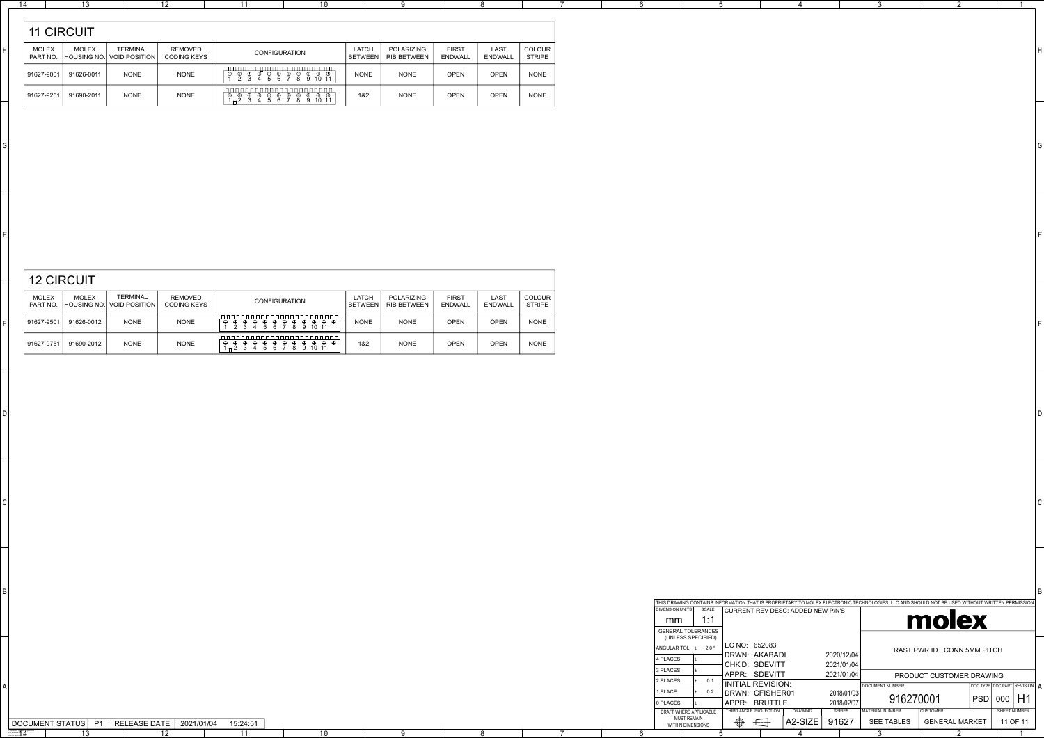## 11 CIRCUIT

| MOLEX PART NO. | MOLEX HOUSING NO. | TERMINAL VOID POSITION | REMOVED CODING KEYS | CONFIGURATION | LATCH BETWEEN | POLARIZING RIB BETWEEN | FIRST ENDWALL | LAST ENDWALL | COLOUR STRIPE |
|---|---|---|---|---|---|---|---|---|---|
| 91627-9001 | 91626-0011 | NONE | NONE | 1 2 3 4 5 6 7 8 9 10 11 | NONE | NONE | OPEN | OPEN | NONE |
| 91627-9251 | 91690-2011 | NONE | NONE | 1 2 3 4 5 6 7 8 9 10 11 | 1&2 | NONE | OPEN | OPEN | NONE |

## 12 CIRCUIT

| MOLEX PART NO. | MOLEX HOUSING NO. | TERMINAL VOID POSITION | REMOVED CODING KEYS | CONFIGURATION | LATCH BETWEEN | POLARIZING RIB BETWEEN | FIRST ENDWALL | LAST ENDWALL | COLOUR STRIPE |
|---|---|---|---|---|---|---|---|---|---|
| 91627-9501 | 91626-0012 | NONE | NONE | 1 2 3 4 5 6 7 8 9 10 11 | NONE | NONE | OPEN | OPEN | NONE |
| 91627-9751 | 91690-2012 | NONE | NONE | 1 2 3 4 5 6 7 8 9 10 11 | 1&2 | NONE | OPEN | OPEN | NONE |

THIS DRAWING CONTAINS INFORMATION THAT IS PROPRIETARY TO MOLEX ELECTRONIC TECHNOLOGIES, LLC AND SHOULD NOT BE USED WITHOUT WRITTEN PERMISSION

| | |
|---|---|
| DIMENSION UNITS | mm |
| SCALE | 1:1 |
| GENERAL TOLERANCES (UNLESS SPECIFIED) | |
| ANGULAR TOL | ± 2.0° |
| 4 PLACES | ± |
| 3 PLACES | ± |
| 2 PLACES | ± 0.1 |
| 1 PLACE | ± 0.2 |
| 0 PLACES | ± |

DRAFT WHERE APPLICABLE MUST REMAIN WITHIN DIMENSIONS

CURRENT REV DESC: ADDED NEW P/N'S

EC NO: 652083

| | | |
|---|---|---|
| DRWN: | AKABADI | 2020/12/04 |
| CHK'D: | SDEVITT | 2021/01/04 |
| APPR: | SDEVITT | 2021/01/04 |

INITIAL REVISION:

| | | |
|---|---|---|
| DRWN: | CFISHER01 | 2018/01/03 |
| APPR: | BRUTTLE | 2018/02/07 |

THIRD ANGLE PROJECTION | DRAWING: A2-SIZE | SERIES: 91627

molex

RAST PWR IDT CONN 5MM PITCH

PRODUCT CUSTOMER DRAWING

| DOCUMENT NUMBER | DOC TYPE | DOC PART | REVISION |
|---|---|---|---|
| 916270001 | PSD | 000 | H1 |

| MATERIAL NUMBER | CUSTOMER | SHEET NUMBER |
|---|---|---|
| SEE TABLES | GENERAL MARKET | 11 OF 11 |

DOCUMENT STATUS: P1 | RELEASE DATE: 2021/01/04 15:24:51